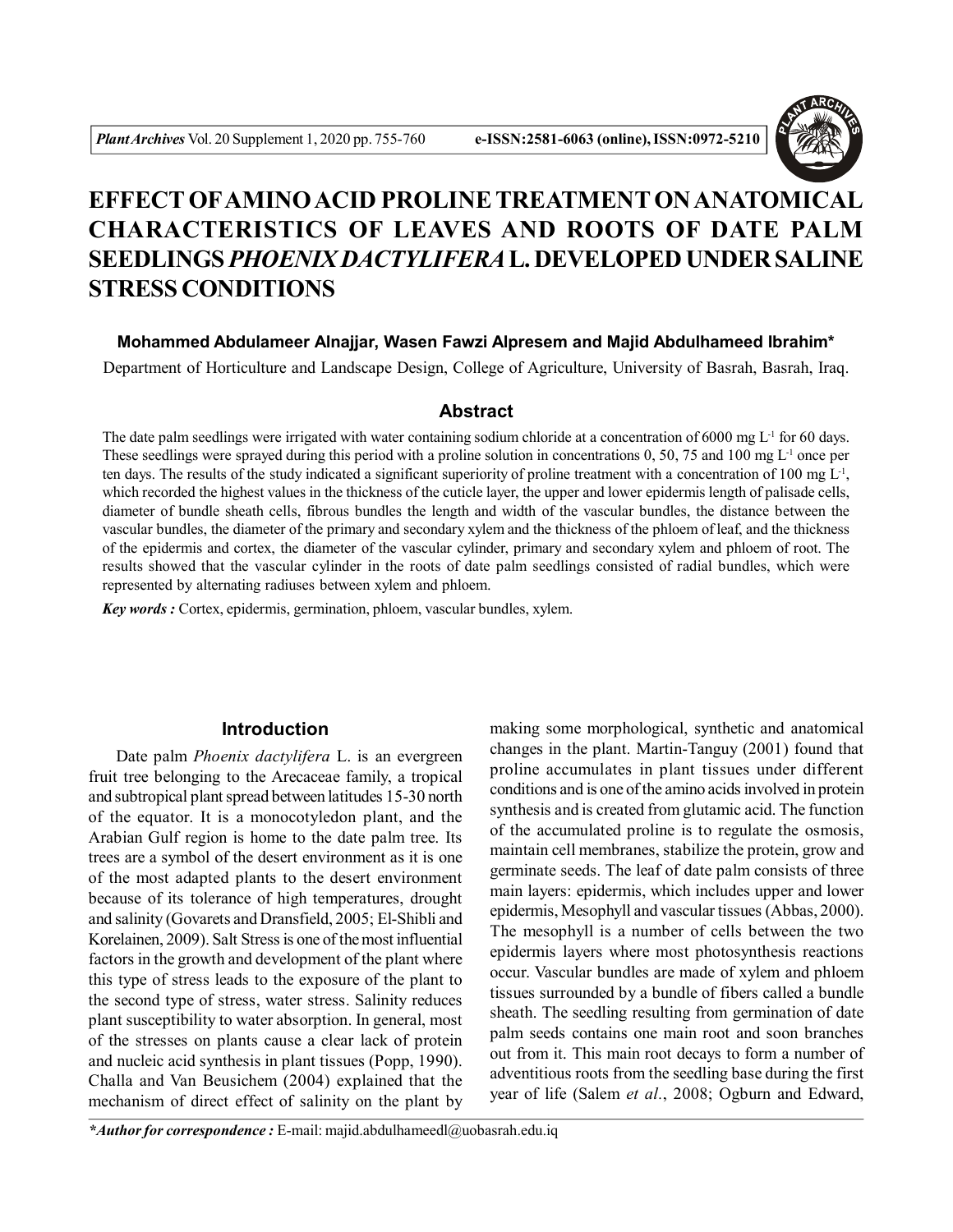# EFFECT OF AMINO ACID PROLINE TREATMENT ON ANATOMICAL CHARACTERISTICS OF LEAVES AND ROOTS OF DATE PALM SEEDLINGS *PHOENIX DACTYLIFERA* L. DEVELOPED UNDER SALINE STRESS CONDITIONS

**Mohammed Abdulameer Alnajjar, Wasen Fawzi Alpresem and Majid Abdulhameed Ibrahim***

Department of Horticulture and Landscape Design, College of Agriculture, University of Basrah, Basrah, Iraq.

## Abstract

The date palm seedlings were irrigated with water containing sodium chloride at a concentration of 6000 mg $L^{-1}$ for 60 days. These seedlings were sprayed during this period with a proline solution in concentrations 0, 50, 75 and 100 mg $L^{-1}$ once per ten days. The results of the study indicated a significant superiority of proline treatment with a concentration of 100 mg $L^{-1}$, which recorded the highest values in the thickness of the cuticle layer, the upper and lower epidermis length of palisade cells, diameter of bundle sheath cells, fibrous bundles the length and width of the vascular bundles, the distance between the vascular bundles, the diameter of the primary and secondary xylem and the thickness of the phloem of leaf, and the thickness of the epidermis and cortex, the diameter of the vascular cylinder, primary and secondary xylem and phloem of root. The results showed that the vascular cylinder in the roots of date palm seedlings consisted of radial bundles, which were represented by alternating radiuses between xylem and phloem.

***Key words :*** Cortex, epidermis, germination, phloem, vascular bundles, xylem.

## Introduction

Date palm *Phoenix dactylifera* L. is an evergreen fruit tree belonging to the Arecaceae family, a tropical and subtropical plant spread between latitudes 15-30 north of the equator. It is a monocotyledon plant, and the Arabian Gulf region is home to the date palm tree. Its trees are a symbol of the desert environment as it is one of the most adapted plants to the desert environment because of its tolerance of high temperatures, drought and salinity (Govarets and Dransfield, 2005; El-Shibli and Korelainen, 2009). Salt Stress is one of the most influential factors in the growth and development of the plant where this type of stress leads to the exposure of the plant to the second type of stress, water stress. Salinity reduces plant susceptibility to water absorption. In general, most of the stresses on plants cause a clear lack of protein and nucleic acid synthesis in plant tissues (Popp, 1990). Challa and Van Beusichem (2004) explained that the mechanism of direct effect of salinity on the plant by making some morphological, synthetic and anatomical changes in the plant. Martin-Tanguy (2001) found that proline accumulates in plant tissues under different conditions and is one of the amino acids involved in protein synthesis and is created from glutamic acid. The function of the accumulated proline is to regulate the osmosis, maintain cell membranes, stabilize the protein, grow and germinate seeds. The leaf of date palm consists of three main layers: epidermis, which includes upper and lower epidermis, Mesophyll and vascular tissues (Abbas, 2000). The mesophyll is a number of cells between the two epidermis layers where most photosynthesis reactions occur. Vascular bundles are made of xylem and phloem tissues surrounded by a bundle of fibers called a bundle sheath. The seedling resulting from germination of date palm seeds contains one main root and soon branches out from it. This main root decays to form a number of adventitious roots from the seedling base during the first year of life (Salem *et al.*, 2008; Ogburn and Edward,

***Author for correspondence :*** E-mail: majid.abdulhameedl@uobasrah.edu.iq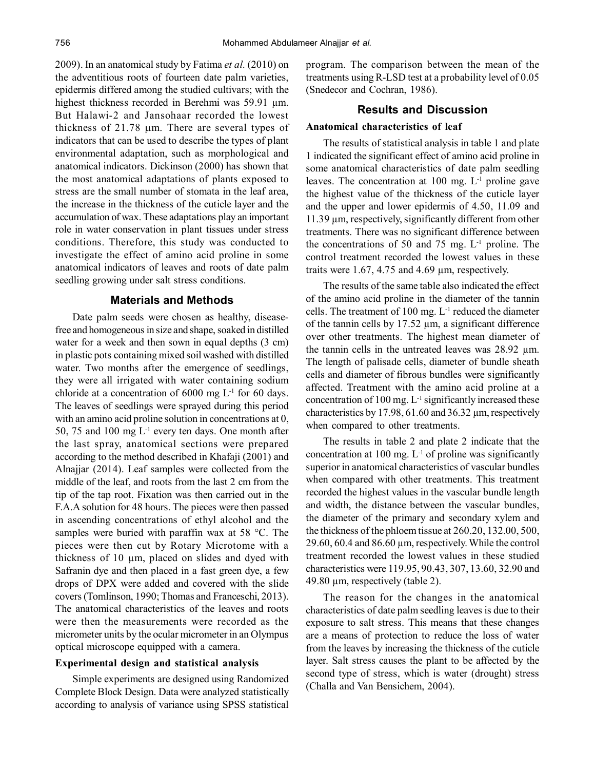2009). In an anatomical study by Fatima *et al.* (2010) on the adventitious roots of fourteen date palm varieties, epidermis differed among the studied cultivars; with the highest thickness recorded in Berehmi was 59.91 µm. But Halawi-2 and Jansohaar recorded the lowest thickness of 21.78 µm. There are several types of indicators that can be used to describe the types of plant environmental adaptation, such as morphological and anatomical indicators. Dickinson (2000) has shown that the most anatomical adaptations of plants exposed to stress are the small number of stomata in the leaf area, the increase in the thickness of the cuticle layer and the accumulation of wax. These adaptations play an important role in water conservation in plant tissues under stress conditions. Therefore, this study was conducted to investigate the effect of amino acid proline in some anatomical indicators of leaves and roots of date palm seedling growing under salt stress conditions.

## Materials and Methods

Date palm seeds were chosen as healthy, disease-free and homogeneous in size and shape, soaked in distilled water for a week and then sown in equal depths (3 cm) in plastic pots containing mixed soil washed with distilled water. Two months after the emergence of seedlings, they were all irrigated with water containing sodium chloride at a concentration of 6000 mg $L^{-1}$ for 60 days. The leaves of seedlings were sprayed during this period with an amino acid proline solution in concentrations at 0, 50, 75 and 100 mg $L^{-1}$ every ten days. One month after the last spray, anatomical sections were prepared according to the method described in Khafaji (2001) and Alnajjar (2014). Leaf samples were collected from the middle of the leaf, and roots from the last 2 cm from the tip of the tap root. Fixation was then carried out in the F.A.A solution for 48 hours. The pieces were then passed in ascending concentrations of ethyl alcohol and the samples were buried with paraffin wax at 58 °C. The pieces were then cut by Rotary Microtome with a thickness of 10 µm, placed on slides and dyed with Safranin dye and then placed in a fast green dye, a few drops of DPX were added and covered with the slide covers (Tomlinson, 1990; Thomas and Franceschi, 2013). The anatomical characteristics of the leaves and roots were then the measurements were recorded as the micrometer units by the ocular micrometer in an Olympus optical microscope equipped with a camera.

### Experimental design and statistical analysis

Simple experiments are designed using Randomized Complete Block Design. Data were analyzed statistically according to analysis of variance using SPSS statistical program. The comparison between the mean of the treatments using R-LSD test at a probability level of 0.05 (Snedecor and Cochran, 1986).

## Results and Discussion

### Anatomical characteristics of leaf

The results of statistical analysis in table 1 and plate 1 indicated the significant effect of amino acid proline in some anatomical characteristics of date palm seedling leaves. The concentration at 100 mg. $L^{-1}$ proline gave the highest value of the thickness of the cuticle layer and the upper and lower epidermis of 4.50, 11.09 and 11.39 µm, respectively, significantly different from other treatments. There was no significant difference between the concentrations of 50 and 75 mg. $L^{-1}$ proline. The control treatment recorded the lowest values in these traits were 1.67, 4.75 and 4.69 µm, respectively.

The results of the same table also indicated the effect of the amino acid proline in the diameter of the tannin cells. The treatment of 100 mg. $L^{-1}$ reduced the diameter of the tannin cells by 17.52 µm, a significant difference over other treatments. The highest mean diameter of the tannin cells in the untreated leaves was 28.92 µm. The length of palisade cells, diameter of bundle sheath cells and diameter of fibrous bundles were significantly affected. Treatment with the amino acid proline at a concentration of 100 mg. $L^{-1}$ significantly increased these characteristics by 17.98, 61.60 and 36.32 µm, respectively when compared to other treatments.

The results in table 2 and plate 2 indicate that the concentration at 100 mg. $L^{-1}$ of proline was significantly superior in anatomical characteristics of vascular bundles when compared with other treatments. This treatment recorded the highest values in the vascular bundle length and width, the distance between the vascular bundles, the diameter of the primary and secondary xylem and the thickness of the phloem tissue at 260.20, 132.00, 500, 29.60, 60.4 and 86.60 µm, respectively. While the control treatment recorded the lowest values in these studied characteristics were 119.95, 90.43, 307, 13.60, 32.90 and 49.80 µm, respectively (table 2).

The reason for the changes in the anatomical characteristics of date palm seedling leaves is due to their exposure to salt stress. This means that these changes are a means of protection to reduce the loss of water from the leaves by increasing the thickness of the cuticle layer. Salt stress causes the plant to be affected by the second type of stress, which is water (drought) stress (Challa and Van Bensichem, 2004).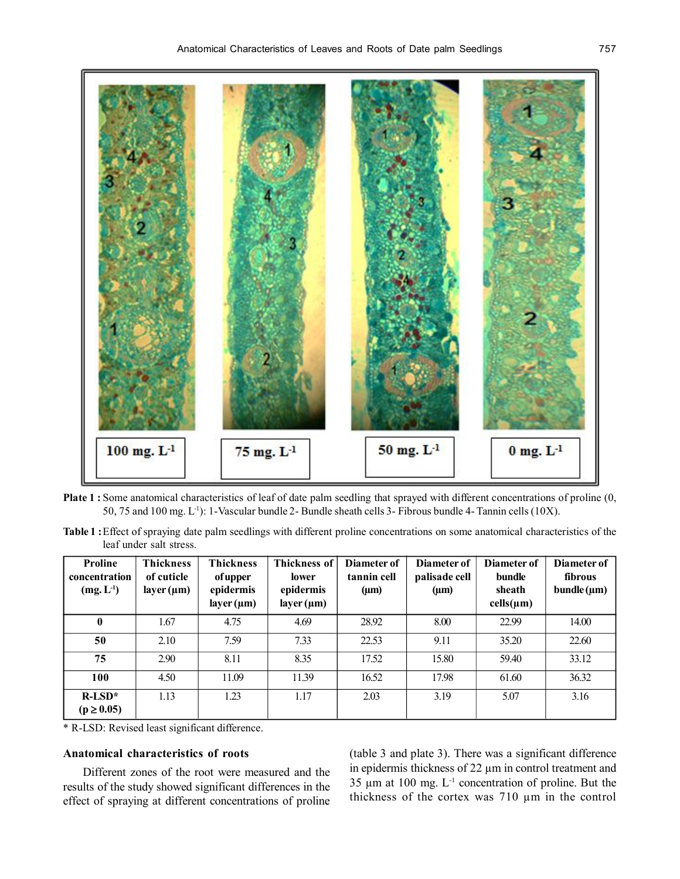**Plate 1 :** Some anatomical characteristics of leaf of date palm seedling that sprayed with different concentrations of proline (0, 50, 75 and 100 mg. $L^{-1}$): 1-Vascular bundle 2- Bundle sheath cells 3- Fibrous bundle 4- Tannin cells (10X).

**Table 1 :** Effect of spraying date palm seedlings with different proline concentrations on some anatomical characteristics of the leaf under salt stress.

| Proline concentration (mg. $L^{-1}$) | Thickness of cuticle layer (µm) | Thickness of upper epidermis layer (µm) | Thickness of lower epidermis layer (µm) | Diameter of tannin cell (µm) | Diameter of palisade cell (µm) | Diameter of bundle sheath cells(µm) | Diameter of fibrous bundle (µm) |
|---|---|---|---|---|---|---|---|
| **0** | 1.67 | 4.75 | 4.69 | 28.92 | 8.00 | 22.99 | 14.00 |
| **50** | 2.10 | 7.59 | 7.33 | 22.53 | 9.11 | 35.20 | 22.60 |
| **75** | 2.90 | 8.11 | 8.35 | 17.52 | 15.80 | 59.40 | 33.12 |
| **100** | 4.50 | 11.09 | 11.39 | 16.52 | 17.98 | 61.60 | 36.32 |
| **R-LSD* ($p \geq 0.05$)** | 1.13 | 1.23 | 1.17 | 2.03 | 3.19 | 5.07 | 3.16 |

* R-LSD: Revised least significant difference.

### Anatomical characteristics of roots

Different zones of the root were measured and the results of the study showed significant differences in the effect of spraying at different concentrations of proline (table 3 and plate 3). There was a significant difference in epidermis thickness of 22 µm in control treatment and 35 µm at 100 mg. $L^{-1}$ concentration of proline. But the thickness of the cortex was 710 µm in the control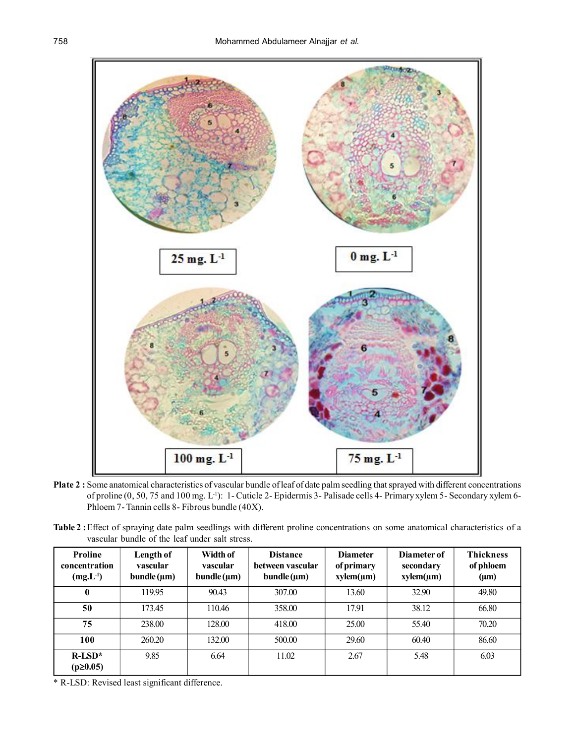**Plate 2 :** Some anatomical characteristics of vascular bundle of leaf of date palm seedling that sprayed with different concentrations of proline (0, 50, 75 and 100 mg. $L^{-1}$): 1- Cuticle 2- Epidermis 3- Palisade cells 4- Primary xylem 5- Secondary xylem 6- Phloem 7- Tannin cells 8- Fibrous bundle (40X).

**Table 2 :** Effect of spraying date palm seedlings with different proline concentrations on some anatomical characteristics of a vascular bundle of the leaf under salt stress.

| Proline concentration (mg.$L^{-1}$) | Length of vascular bundle (µm) | Width of vascular bundle (µm) | Distance between vascular bundle (µm) | Diameter of primary xylem(µm) | Diameter of secondary xylem(µm) | Thickness of phloem (µm) |
|---|---|---|---|---|---|---|
| **0** | 119.95 | 90.43 | 307.00 | 13.60 | 32.90 | 49.80 |
| **50** | 173.45 | 110.46 | 358.00 | 17.91 | 38.12 | 66.80 |
| **75** | 238.00 | 128.00 | 418.00 | 25.00 | 55.40 | 70.20 |
| **100** | 260.20 | 132.00 | 500.00 | 29.60 | 60.40 | 86.60 |
| **R-LSD* ($p \geq 0.05$)** | 9.85 | 6.64 | 11.02 | 2.67 | 5.48 | 6.03 |

* R-LSD: Revised least significant difference.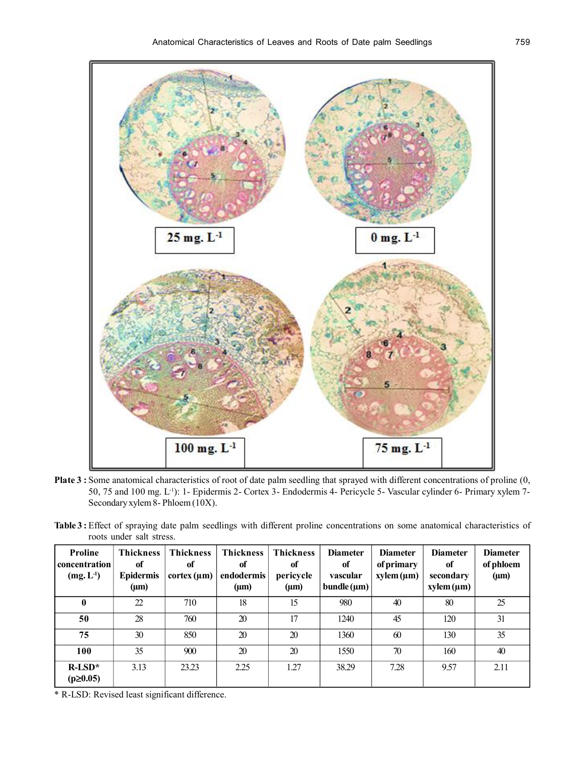**Plate 3 :** Some anatomical characteristics of root of date palm seedling that sprayed with different concentrations of proline (0, 50, 75 and 100 mg. $L^{-1}$): 1- Epidermis 2- Cortex 3- Endodermis 4- Pericycle 5- Vascular cylinder 6- Primary xylem 7- Secondary xylem 8- Phloem (10X).

**Table 3 :** Effect of spraying date palm seedlings with different proline concentrations on some anatomical characteristics of roots under salt stress.

| Proline concentration (mg. $L^{-1}$) | Thickness of Epidermis (μm) | Thickness of cortex (μm) | Thickness of endodermis (μm) | Thickness of pericycle (μm) | Diameter of vascular bundle (μm) | Diameter of primary xylem (μm) | Diameter of secondary xylem (μm) | Diameter of phloem (μm) |
|---|---|---|---|---|---|---|---|---|
| **0** | 22 | 710 | 18 | 15 | 980 | 40 | 80 | 25 |
| **50** | 28 | 760 | 20 | 17 | 1240 | 45 | 120 | 31 |
| **75** | 30 | 850 | 20 | 20 | 1360 | 60 | 130 | 35 |
| **100** | 35 | 900 | 20 | 20 | 1550 | 70 | 160 | 40 |
| **R-LSD* ($p \geq 0.05$)** | 3.13 | 23.23 | 2.25 | 1.27 | 38.29 | 7.28 | 9.57 | 2.11 |

* R-LSD: Revised least significant difference.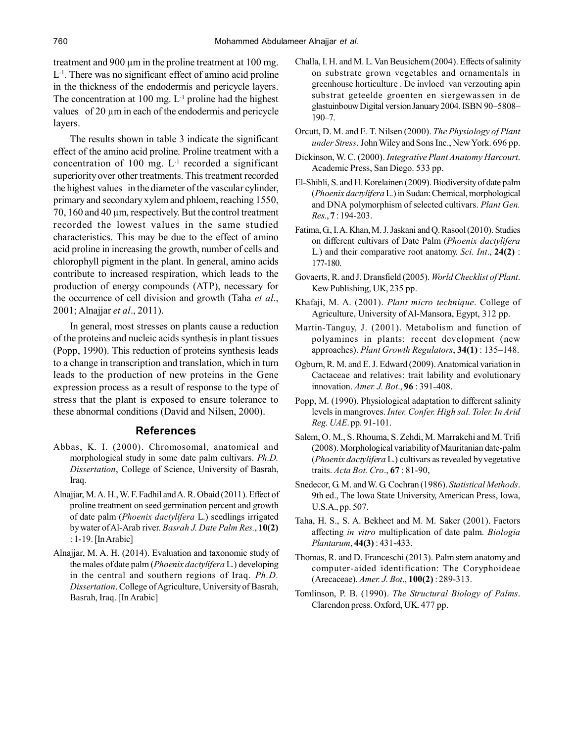treatment and 900 μm in the proline treatment at 100 mg. $L^{-1}$. There was no significant effect of amino acid proline in the thickness of the endodermis and pericycle layers. The concentration at 100 mg. $L^{-1}$ proline had the highest values of 20 μm in each of the endodermis and pericycle layers.

The results shown in table 3 indicate the significant effect of the amino acid proline. Proline treatment with a concentration of 100 mg. $L^{-1}$ recorded a significant superiority over other treatments. This treatment recorded the highest values in the diameter of the vascular cylinder, primary and secondary xylem and phloem, reaching 1550, 70, 160 and 40 μm, respectively. But the control treatment recorded the lowest values in the same studied characteristics. This may be due to the effect of amino acid proline in increasing the growth, number of cells and chlorophyll pigment in the plant. In general, amino acids contribute to increased respiration, which leads to the production of energy compounds (ATP), necessary for the occurrence of cell division and growth (Taha *et al*., 2001; Alnajjar *et al*., 2011).

In general, most stresses on plants cause a reduction of the proteins and nucleic acids synthesis in plant tissues (Popp, 1990). This reduction of proteins synthesis leads to a change in transcription and translation, which in turn leads to the production of new proteins in the Gene expression process as a result of response to the type of stress that the plant is exposed to ensure tolerance to these abnormal conditions (David and Nilsen, 2000).

## References

Abbas, K. I. (2000). Chromosomal, anatomical and morphological study in some date palm cultivars. *Ph.D. Dissertation*, College of Science, University of Basrah, Iraq.

Alnajjar, M. A. H., W. F. Fadhil and A. R. Obaid (2011). Effect of proline treatment on seed germination percent and growth of date palm (*Phoenix dactylifera* L.) seedlings irrigated by water of Al-Arab river. *Basrah J. Date Palm Res.*, **10(2)** : 1-19. [In Arabic]

Alnajjar, M. A. H. (2014). Evaluation and taxonomic study of the males of date palm (*Phoenix dactylifera* L.) developing in the central and southern regions of Iraq. *Ph.D. Dissertation*. College of Agriculture, University of Basrah, Basrah, Iraq. [In Arabic]

Challa, I. H. and M. L. Van Beusichem (2004). Effects of salinity on substrate grown vegetables and ornamentals in greenhouse horticulture . De invloed van verzouting apin substrat geteelde groenten en siergewassen in de glastuinbouw Digital version January 2004. ISBN 90–5808–190–7.

Orcutt, D. M. and E. T. Nilsen (2000). *The Physiology of Plant under Stress*. John Wiley and Sons Inc., New York. 696 pp.

Dickinson, W. C. (2000). *Integrative Plant Anatomy Harcourt*. Academic Press, San Diego. 533 pp.

El-Shibli, S. and H. Korelainen (2009). Biodiversity of date palm (*Phoenix dactylifera* L.) in Sudan: Chemical, morphological and DNA polymorphism of selected cultivars. *Plant Gen. Res*., **7** : 194-203.

Fatima, G., I. A. Khan, M. J. Jaskani and Q. Rasool (2010). Studies on different cultivars of Date Palm (*Phoenix dactylifera* L.) and their comparative root anatomy. *Sci. Int*., **24(2)** : 177-180.

Govaerts, R. and J. Dransfield (2005). *World Checklist of Plant*. Kew Publishing, UK, 235 pp.

Khafaji, M. A. (2001). *Plant micro technique*. College of Agriculture, University of Al-Mansora, Egypt, 312 pp.

Martin-Tanguy, J. (2001). Metabolism and function of polyamines in plants: recent development (new approaches). *Plant Growth Regulators*, **34(1)** : 135–148.

Ogburn, R. M. and E. J. Edward (2009). Anatomical variation in Cactaceae and relatives: trait lability and evolutionary innovation. *Amer. J. Bot*., **96** : 391-408.

Popp, M. (1990). Physiological adaptation to different salinity levels in mangroves. *Inter. Confer. High sal. Toler. In Arid Reg. UAE*. pp. 91-101.

Salem, O. M., S. Rhouma, S. Zehdi, M. Marrakchi and M. Trifi (2008). Morphological variability of Mauritanian date-palm (*Phoenix dactylifera* L.) cultivars as revealed by vegetative traits. *Acta Bot. Cro*., **67** : 81-90,

Snedecor, G. M. and W. G. Cochran (1986). *Statistical Methods*. 9th ed., The Iowa State University, American Press, Iowa, U.S.A., pp. 507.

Taha, H. S., S. A. Bekheet and M. M. Saker (2001). Factors affecting *in vitro* multiplication of date palm. *Biologia Plantarum*, **44(3)** : 431-433.

Thomas, R. and D. Franceschi (2013). Palm stem anatomy and computer-aided identification: The Coryphoideae (Arecaceae). *Amer. J. Bot*., **100(2)** : 289-313.

Tomlinson, P. B. (1990). *The Structural Biology of Palms*. Clarendon press. Oxford, UK. 477 pp.